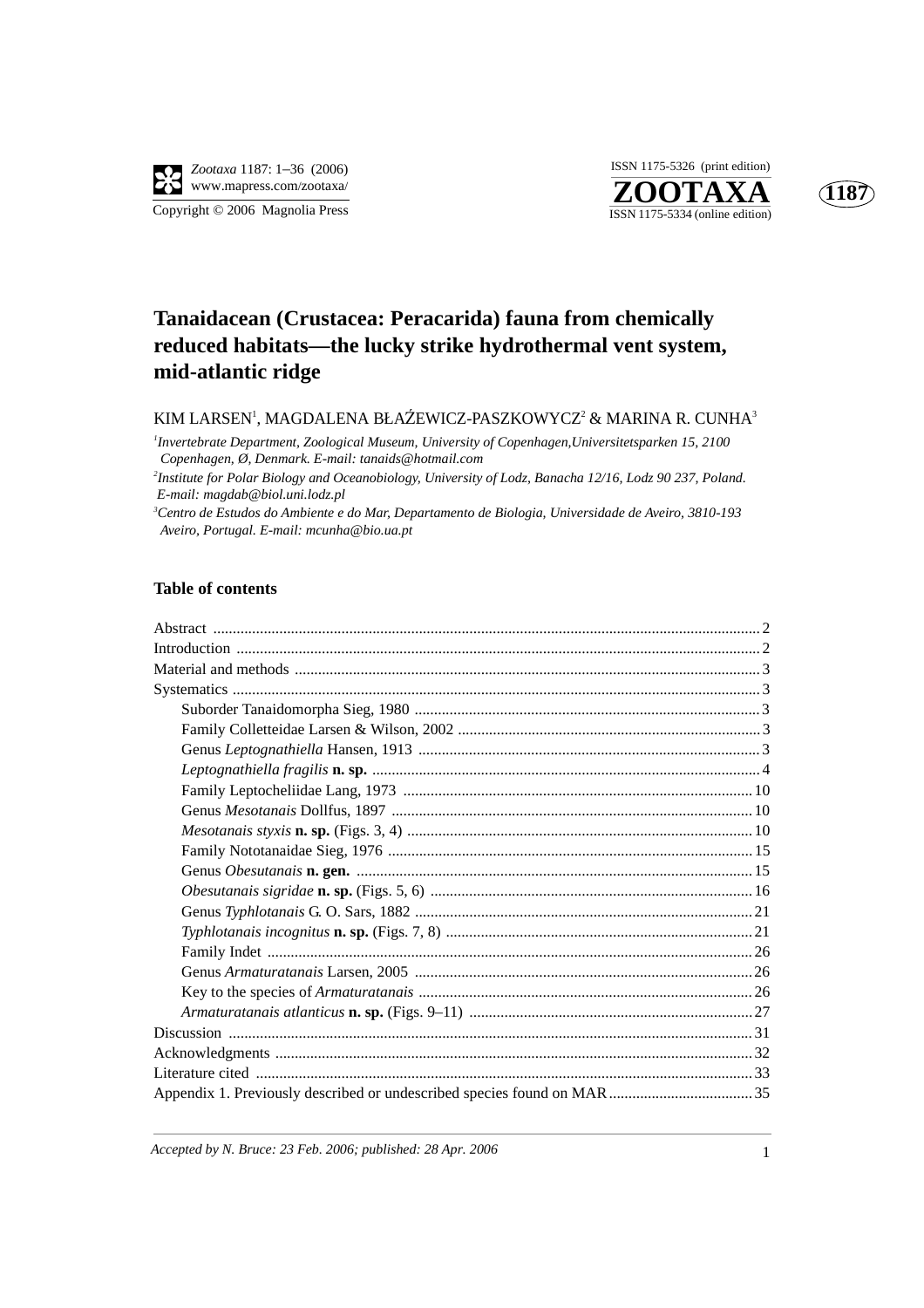# Tanaidacean (Crustacea: Peracarida) fauna from chemically reduced habitats—the lucky strike hydrothermal vent system, mid-atlantic ridge

KIM LARSEN[1], MAGDALENA BŁAŻEWICZ-PASZKOWYCZ[2] & MARINA R. CUNHA[3]

[1]*Invertebrate Department, Zoological Museum, University of Copenhagen,Universitetsparken 15, 2100 Copenhagen, Ø, Denmark. E-mail: tanaids@hotmail.com*

[2]*Institute for Polar Biology and Oceanobiology, University of Lodz, Banacha 12/16, Lodz 90 237, Poland. E-mail: magdab@biol.uni.lodz.pl*

[3]*Centro de Estudos do Ambiente e do Mar, Departamento de Biologia, Universidade de Aveiro, 3810-193 Aveiro, Portugal. E-mail: mcunha@bio.ua.pt*

## Table of contents

- Abstract .......... 2
- Introduction .......... 2
- Material and methods .......... 3
- Systematics .......... 3
  - Suborder Tanaidomorpha Sieg, 1980 .......... 3
  - Family Colletteidae Larsen & Wilson, 2002 .......... 3
  - Genus *Leptognathiella* Hansen, 1913 .......... 3
  - *Leptognathiella fragilis* **n. sp.** .......... 4
  - Family Leptocheliidae Lang, 1973 .......... 10
  - Genus *Mesotanais* Dollfus, 1897 .......... 10
  - *Mesotanais styxis* **n. sp.** (Figs. 3, 4) .......... 10
  - Family Nototanaidae Sieg, 1976 .......... 15
  - Genus *Obesutanais* **n. gen.** .......... 15
  - *Obesutanais sigridae* **n. sp.** (Figs. 5, 6) .......... 16
  - Genus *Typhlotanais* G. O. Sars, 1882 .......... 21
  - *Typhlotanais incognitus* **n. sp.** (Figs. 7, 8) .......... 21
  - Family Indet .......... 26
  - Genus *Armaturatanais* Larsen, 2005 .......... 26
  - Key to the species of *Armaturatanais* .......... 26
  - *Armaturatanais atlanticus* **n. sp.** (Figs. 9–11) .......... 27
- Discussion .......... 31
- Acknowledgments .......... 32
- Literature cited .......... 33
- Appendix 1. Previously described or undescribed species found on MAR .......... 35

*Accepted by N. Bruce: 23 Feb. 2006; published: 28 Apr. 2006*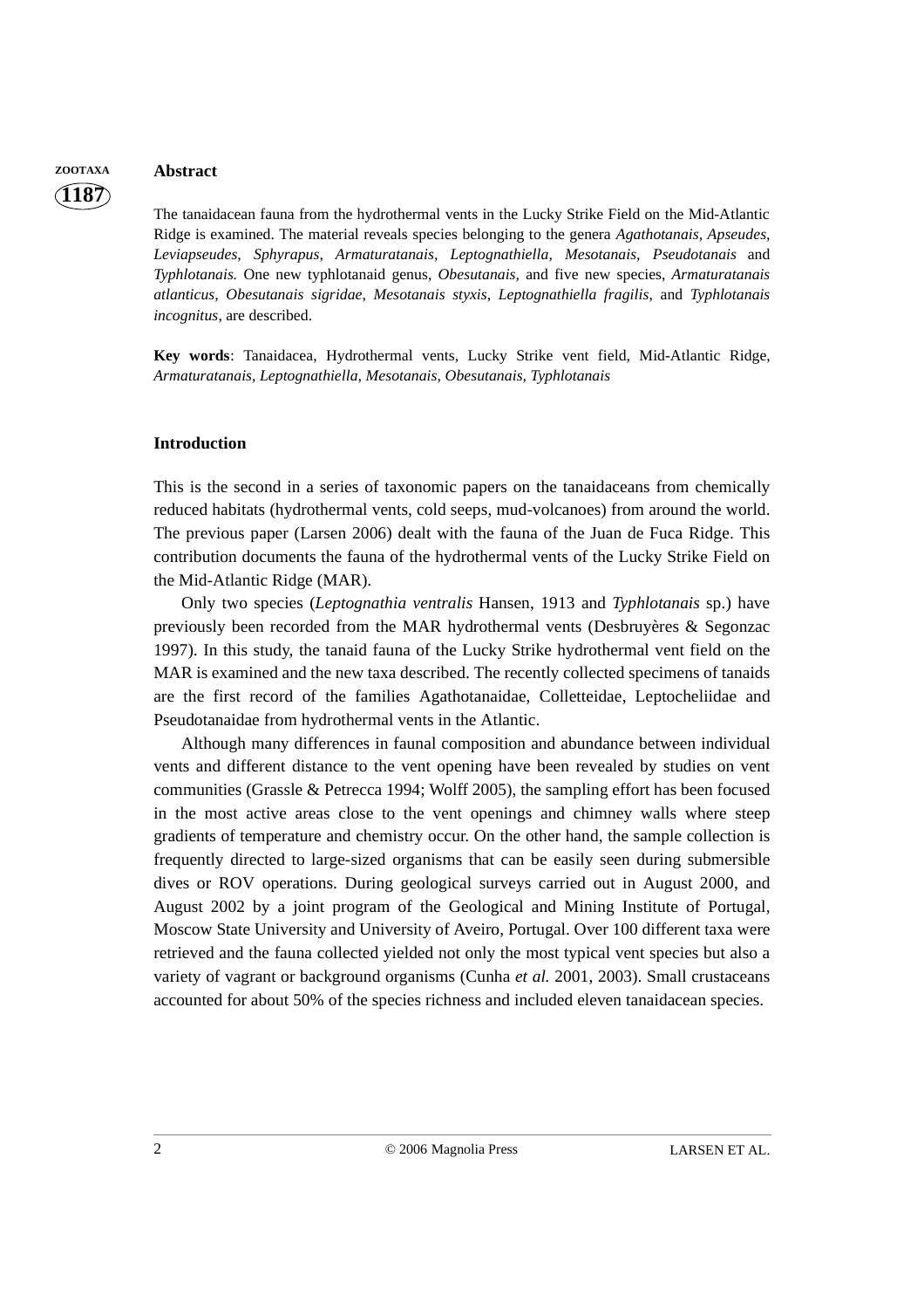## Abstract

The tanaidacean fauna from the hydrothermal vents in the Lucky Strike Field on the Mid-Atlantic Ridge is examined. The material reveals species belonging to the genera *Agathotanais, Apseudes, Leviapseudes, Sphyrapus, Armaturatanais, Leptognathiella, Mesotanais, Pseudotanais* and *Typhlotanais.* One new typhlotanaid genus, *Obesutanais,* and five new species, *Armaturatanais atlanticus, Obesutanais sigridae*, *Mesotanais styxis*, *Leptognathiella fragilis*, and *Typhlotanais incognitus*, are described.

**Key words**: Tanaidacea, Hydrothermal vents, Lucky Strike vent field, Mid-Atlantic Ridge, *Armaturatanais, Leptognathiella, Mesotanais, Obesutanais, Typhlotanais*

## Introduction

This is the second in a series of taxonomic papers on the tanaidaceans from chemically reduced habitats (hydrothermal vents, cold seeps, mud-volcanoes) from around the world. The previous paper (Larsen 2006) dealt with the fauna of the Juan de Fuca Ridge. This contribution documents the fauna of the hydrothermal vents of the Lucky Strike Field on the Mid-Atlantic Ridge (MAR).

Only two species (*Leptognathia ventralis* Hansen, 1913 and *Typhlotanais* sp.) have previously been recorded from the MAR hydrothermal vents (Desbruyères & Segonzac 1997). In this study, the tanaid fauna of the Lucky Strike hydrothermal vent field on the MAR is examined and the new taxa described. The recently collected specimens of tanaids are the first record of the families Agathotanaidae, Colletteidae, Leptocheliidae and Pseudotanaidae from hydrothermal vents in the Atlantic.

Although many differences in faunal composition and abundance between individual vents and different distance to the vent opening have been revealed by studies on vent communities (Grassle & Petrecca 1994; Wolff 2005), the sampling effort has been focused in the most active areas close to the vent openings and chimney walls where steep gradients of temperature and chemistry occur. On the other hand, the sample collection is frequently directed to large-sized organisms that can be easily seen during submersible dives or ROV operations. During geological surveys carried out in August 2000, and August 2002 by a joint program of the Geological and Mining Institute of Portugal, Moscow State University and University of Aveiro, Portugal. Over 100 different taxa were retrieved and the fauna collected yielded not only the most typical vent species but also a variety of vagrant or background organisms (Cunha *et al.* 2001, 2003). Small crustaceans accounted for about 50% of the species richness and included eleven tanaidacean species.